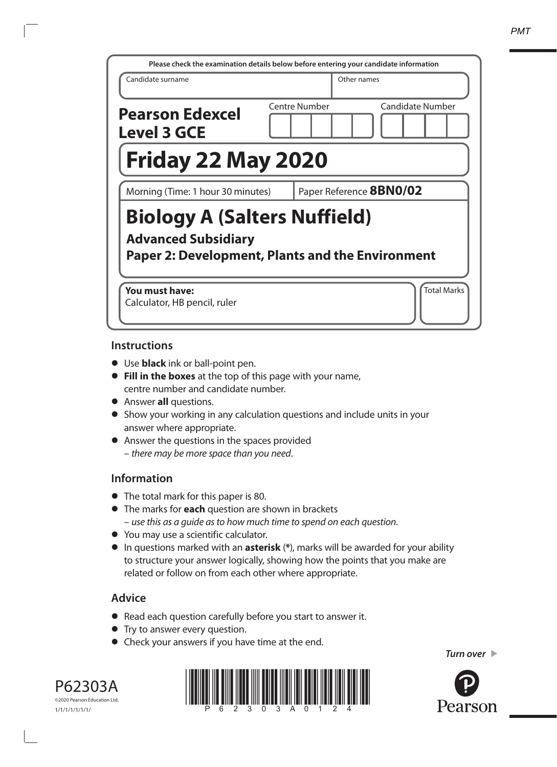Please check the examination details below before entering your candidate information

| Candidate surname | Other names |
| --- | --- |
| | |

**Pearson Edexcel Level 3 GCE**

Centre Number | Candidate Number

# Friday 22 May 2020

Morning (Time: 1 hour 30 minutes) | Paper Reference **8BN0/02**

# Biology A (Salters Nuffield)

## Advanced Subsidiary

## Paper 2: Development, Plants and the Environment

**You must have:**
Calculator, HB pencil, ruler

Total Marks

## Instructions

- Use **black** ink or ball-point pen.
- **Fill in the boxes** at the top of this page with your name, centre number and candidate number.
- Answer **all** questions.
- Show your working in any calculation questions and include units in your answer where appropriate.
- Answer the questions in the spaces provided
  – *there may be more space than you need*.

## Information

- The total mark for this paper is 80.
- The marks for **each** question are shown in brackets
  – *use this as a guide as to how much time to spend on each question*.
- You may use a scientific calculator.
- In questions marked with an **asterisk** (*), marks will be awarded for your ability to structure your answer logically, showing how the points that you make are related or follow on from each other where appropriate.

## Advice

- Read each question carefully before you start to answer it.
- Try to answer every question.
- Check your answers if you have time at the end.

*Turn over* ▶

P62303A
©2020 Pearson Education Ltd.
1/1/1/1/1/1/1/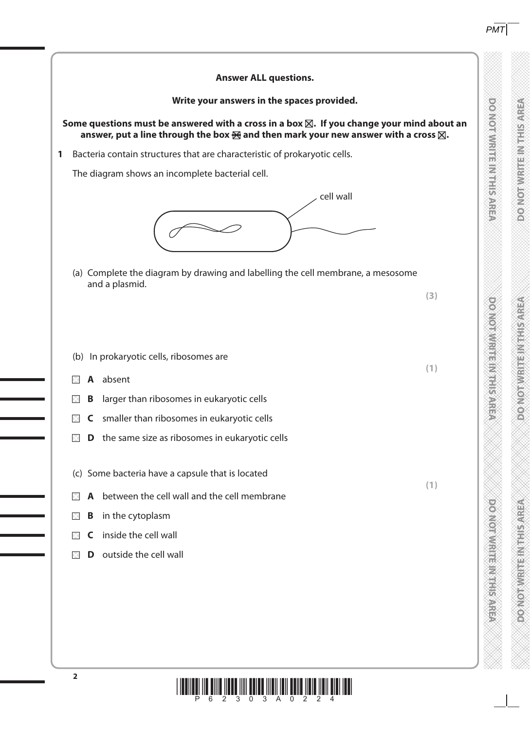**Answer ALL questions.**

**Write your answers in the spaces provided.**

**Some questions must be answered with a cross in a box ☒. If you change your mind about an answer, put a line through the box ☒ and then mark your new answer with a cross ☒.**

**1** Bacteria contain structures that are characteristic of prokaryotic cells.

The diagram shows an incomplete bacterial cell.

cell wall

(a) Complete the diagram by drawing and labelling the cell membrane, a mesosome and a plasmid.

**(3)**

(b) In prokaryotic cells, ribosomes are

**(1)**

☐ **A** absent

☐ **B** larger than ribosomes in eukaryotic cells

☐ **C** smaller than ribosomes in eukaryotic cells

☐ **D** the same size as ribosomes in eukaryotic cells

(c) Some bacteria have a capsule that is located

**(1)**

☐ **A** between the cell wall and the cell membrane

☐ **B** in the cytoplasm

☐ **C** inside the cell wall

☐ **D** outside the cell wall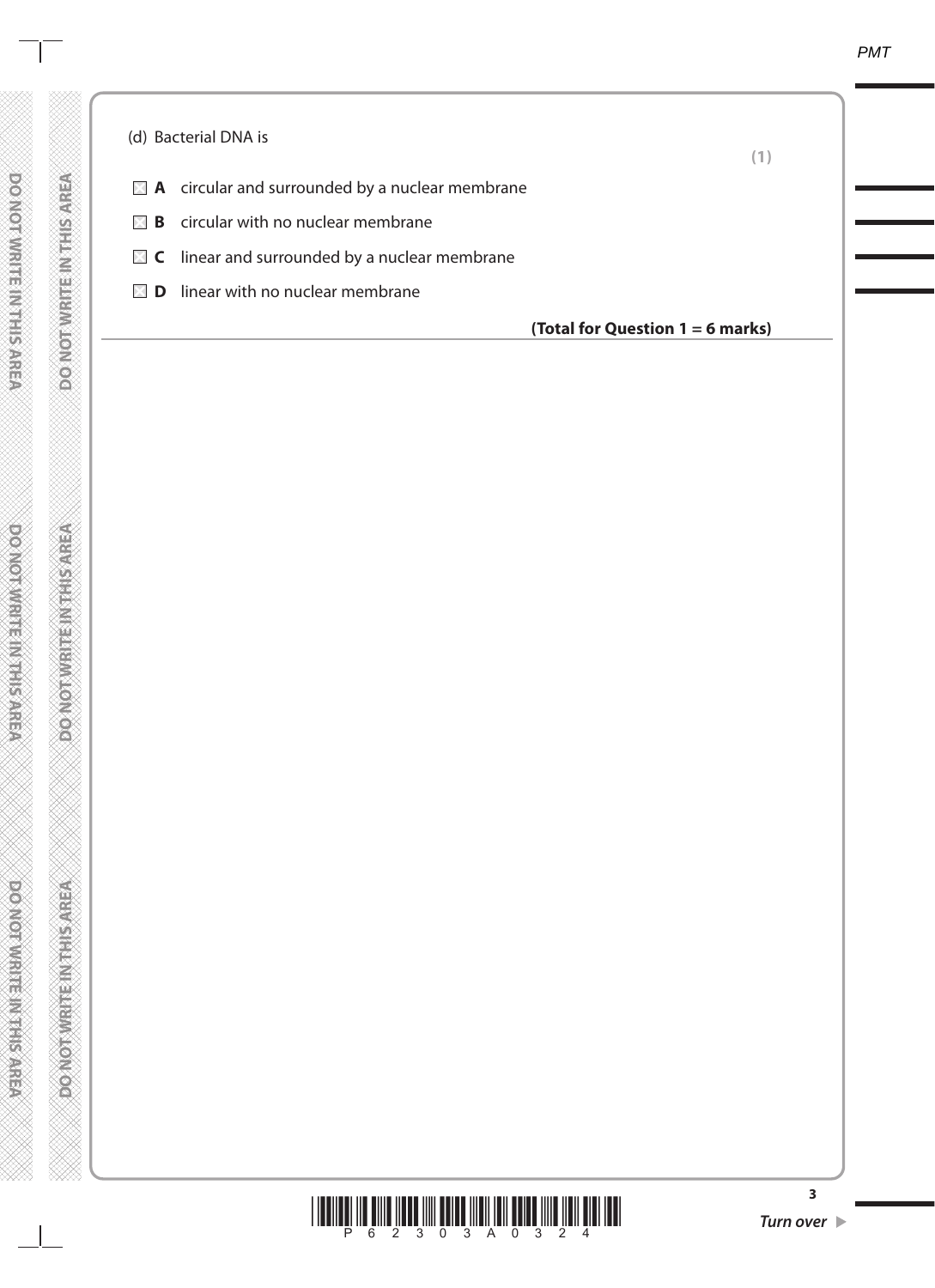(d) Bacterial DNA is

**(1)**

- ☒ **A** circular and surrounded by a nuclear membrane
- ☒ **B** circular with no nuclear membrane
- ☒ **C** linear and surrounded by a nuclear membrane
- ☒ **D** linear with no nuclear membrane

**(Total for Question 1 = 6 marks)**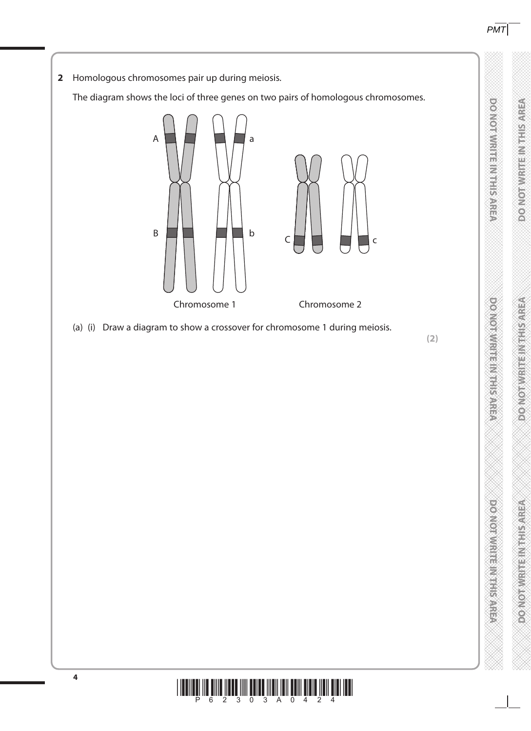**2** Homologous chromosomes pair up during meiosis.

The diagram shows the loci of three genes on two pairs of homologous chromosomes.

A a

B b C c

Chromosome 1 Chromosome 2

(a) (i) Draw a diagram to show a crossover for chromosome 1 during meiosis.

**(2)**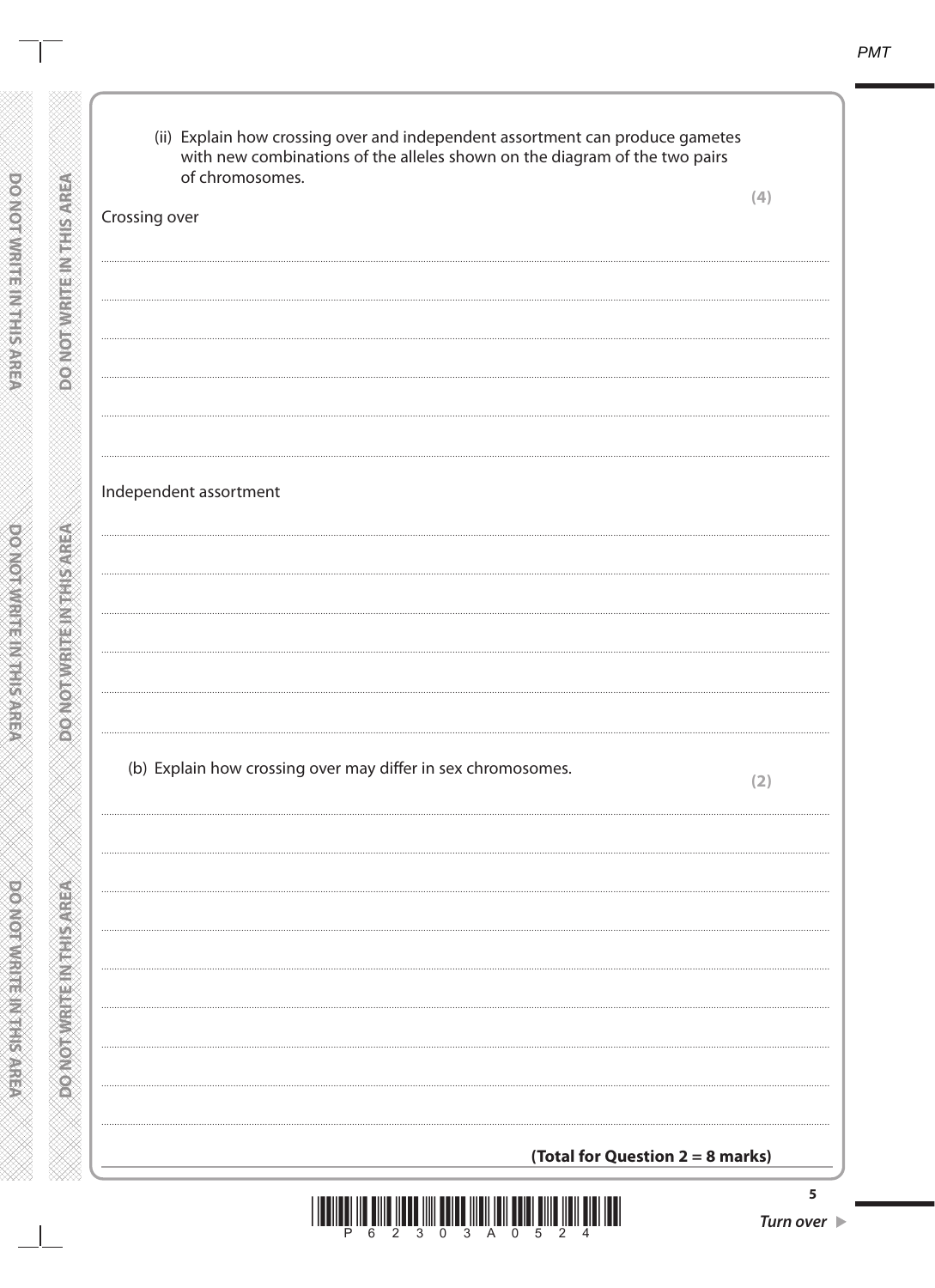(ii) Explain how crossing over and independent assortment can produce gametes with new combinations of the alleles shown on the diagram of the two pairs of chromosomes.

**(4)**

Crossing over

.......................................................................................................................................................................................................................................

.......................................................................................................................................................................................................................................

.......................................................................................................................................................................................................................................

.......................................................................................................................................................................................................................................

.......................................................................................................................................................................................................................................

.......................................................................................................................................................................................................................................

Independent assortment

.......................................................................................................................................................................................................................................

.......................................................................................................................................................................................................................................

.......................................................................................................................................................................................................................................

.......................................................................................................................................................................................................................................

.......................................................................................................................................................................................................................................

.......................................................................................................................................................................................................................................

(b) Explain how crossing over may differ in sex chromosomes.

**(2)**

.......................................................................................................................................................................................................................................

.......................................................................................................................................................................................................................................

.......................................................................................................................................................................................................................................

.......................................................................................................................................................................................................................................

.......................................................................................................................................................................................................................................

.......................................................................................................................................................................................................................................

.......................................................................................................................................................................................................................................

.......................................................................................................................................................................................................................................

.......................................................................................................................................................................................................................................

**(Total for Question 2 = 8 marks)**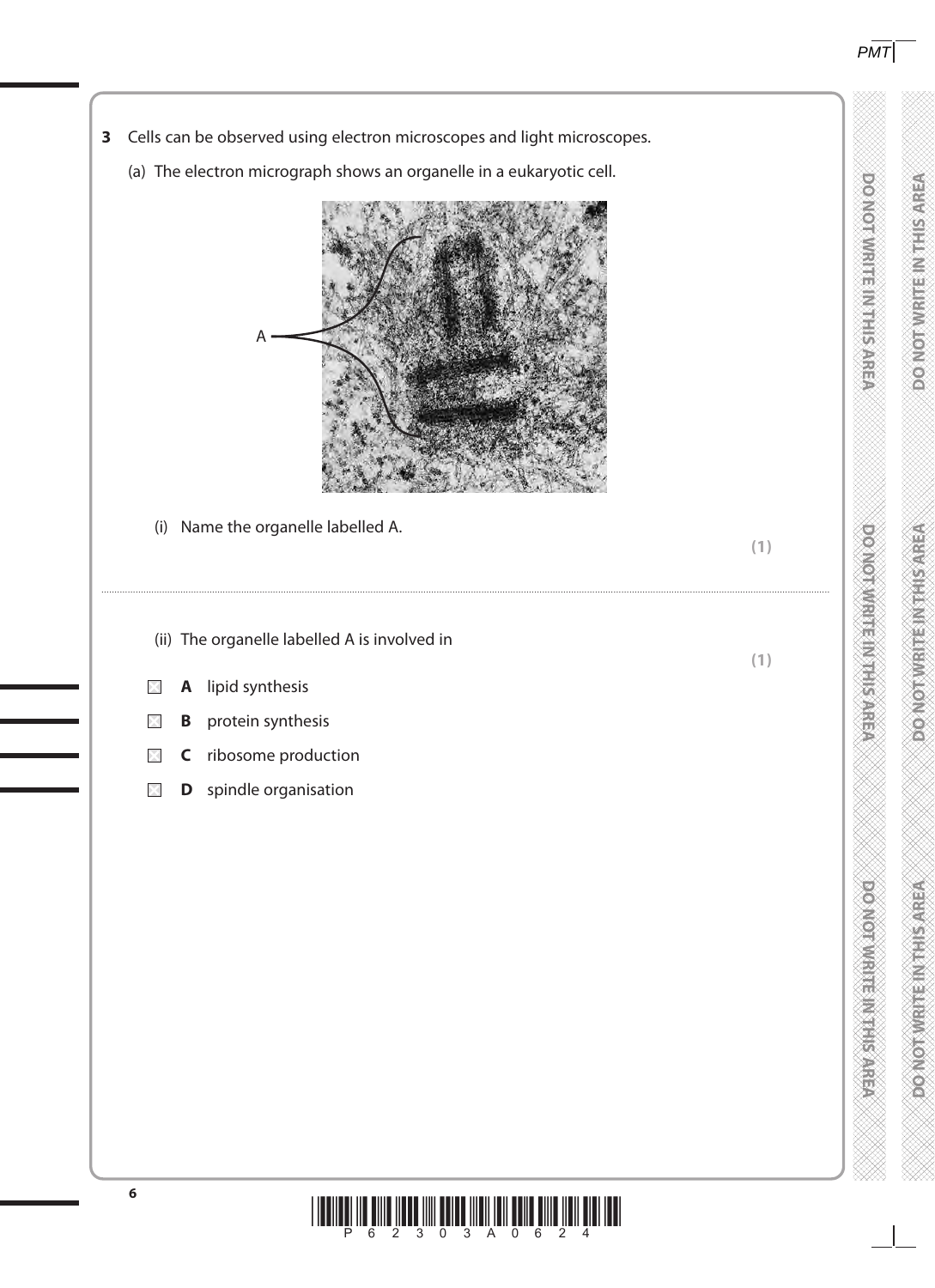**3** Cells can be observed using electron microscopes and light microscopes.

(a) The electron micrograph shows an organelle in a eukaryotic cell.

A

(i) Name the organelle labelled A.

**(1)**

..................................................................................................................................................................................................................................................................................

(ii) The organelle labelled A is involved in

**(1)**

- ☒ **A** lipid synthesis
- ☒ **B** protein synthesis
- ☒ **C** ribosome production
- ☒ **D** spindle organisation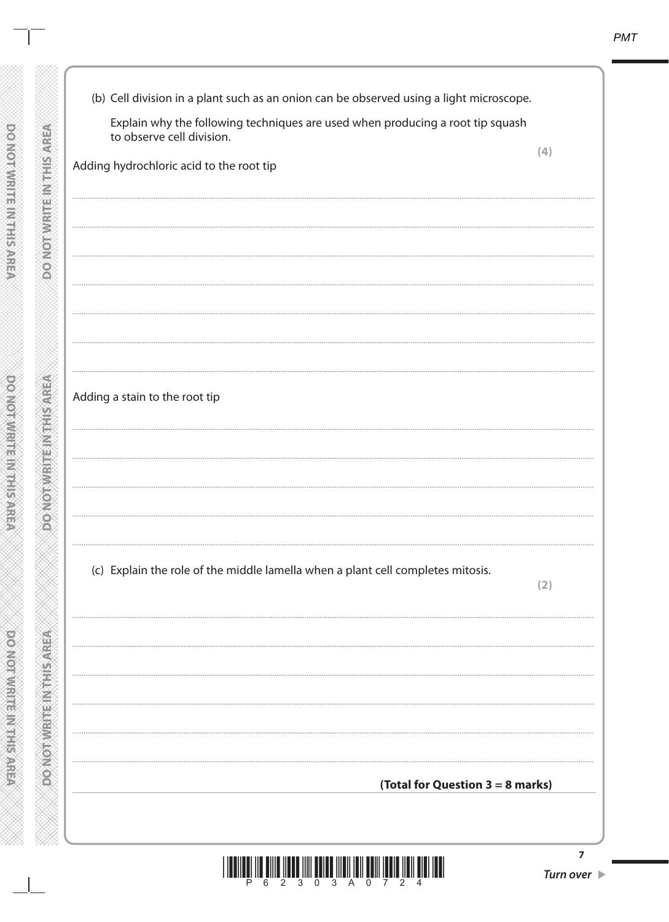(b) Cell division in a plant such as an onion can be observed using a light microscope.

Explain why the following techniques are used when producing a root tip squash to observe cell division.

**(4)**

Adding hydrochloric acid to the root tip

Adding a stain to the root tip

(c) Explain the role of the middle lamella when a plant cell completes mitosis.

**(2)**

**(Total for Question 3 = 8 marks)**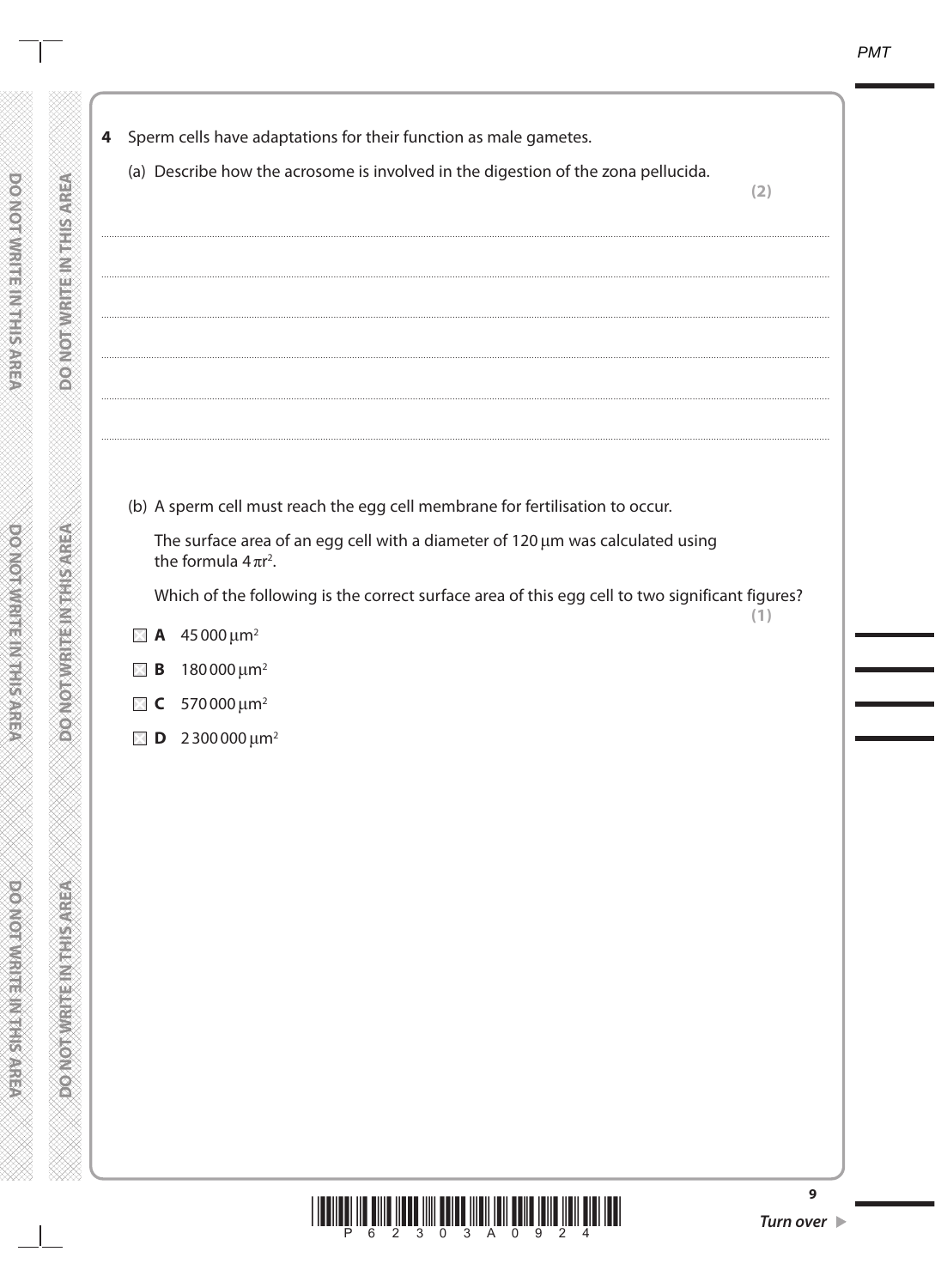**4** Sperm cells have adaptations for their function as male gametes.

(a) Describe how the acrosome is involved in the digestion of the zona pellucida.

**(2)**

..............................................................................................................................................

..............................................................................................................................................

..............................................................................................................................................

..............................................................................................................................................

..............................................................................................................................................

(b) A sperm cell must reach the egg cell membrane for fertilisation to occur.

The surface area of an egg cell with a diameter of 120 μm was calculated using the formula $4\pi r^2$.

Which of the following is the correct surface area of this egg cell to two significant figures?

**(1)**

☐ **A** 45 000 $\mu m^2$

☐ **B** 180 000 $\mu m^2$

☐ **C** 570 000 $\mu m^2$

☐ **D** 2 300 000 $\mu m^2$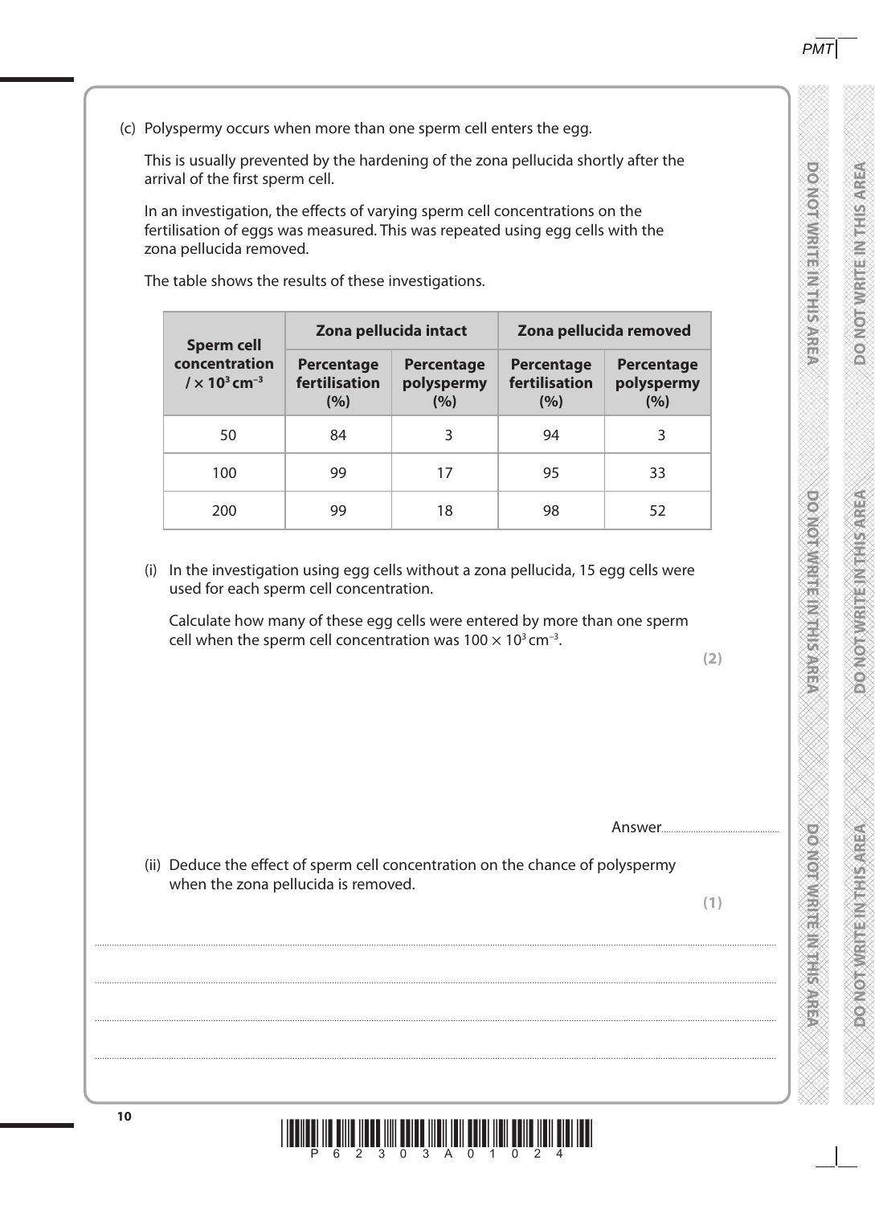(c) Polyspermy occurs when more than one sperm cell enters the egg.

This is usually prevented by the hardening of the zona pellucida shortly after the arrival of the first sperm cell.

In an investigation, the effects of varying sperm cell concentrations on the fertilisation of eggs was measured. This was repeated using egg cells with the zona pellucida removed.

The table shows the results of these investigations.

| Sperm cell concentration / $\times 10^3$ cm$^{-3}$ | Zona pellucida intact | | Zona pellucida removed | |
|---|---|---|---|---|
| | Percentage fertilisation (%) | Percentage polyspermy (%) | Percentage fertilisation (%) | Percentage polyspermy (%) |
| 50 | 84 | 3 | 94 | 3 |
| 100 | 99 | 17 | 95 | 33 |
| 200 | 99 | 18 | 98 | 52 |

(i) In the investigation using egg cells without a zona pellucida, 15 egg cells were used for each sperm cell concentration.

Calculate how many of these egg cells were entered by more than one sperm cell when the sperm cell concentration was $100 \times 10^3$ cm$^{-3}$.

**(2)**

Answer.............................................

(ii) Deduce the effect of sperm cell concentration on the chance of polyspermy when the zona pellucida is removed.

**(1)**

.......................................................................................................................................................

.......................................................................................................................................................

.......................................................................................................................................................

.......................................................................................................................................................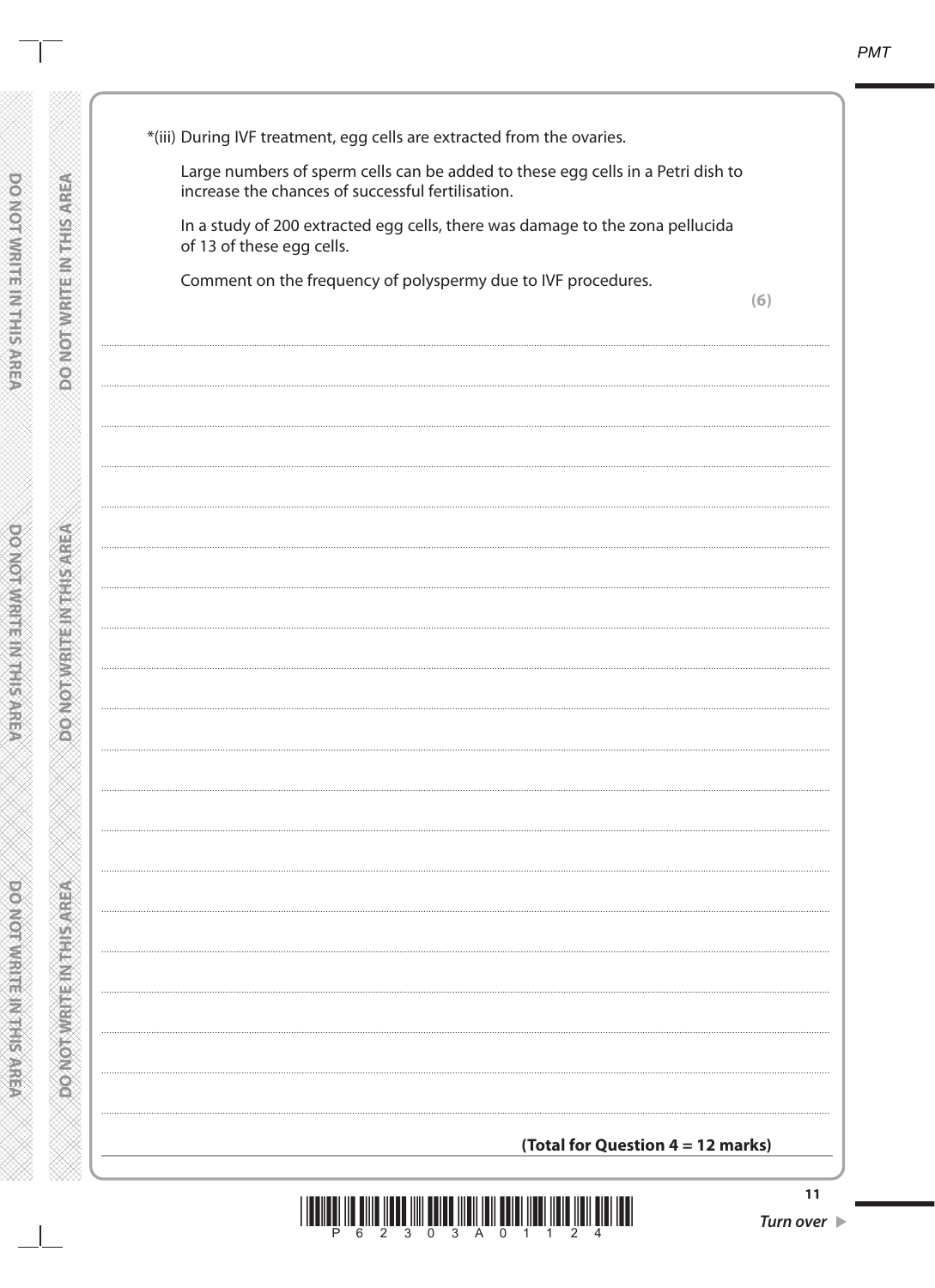*(iii) During IVF treatment, egg cells are extracted from the ovaries.

Large numbers of sperm cells can be added to these egg cells in a Petri dish to increase the chances of successful fertilisation.

In a study of 200 extracted egg cells, there was damage to the zona pellucida of 13 of these egg cells.

Comment on the frequency of polyspermy due to IVF procedures.

**(6)**

**(Total for Question 4 = 12 marks)**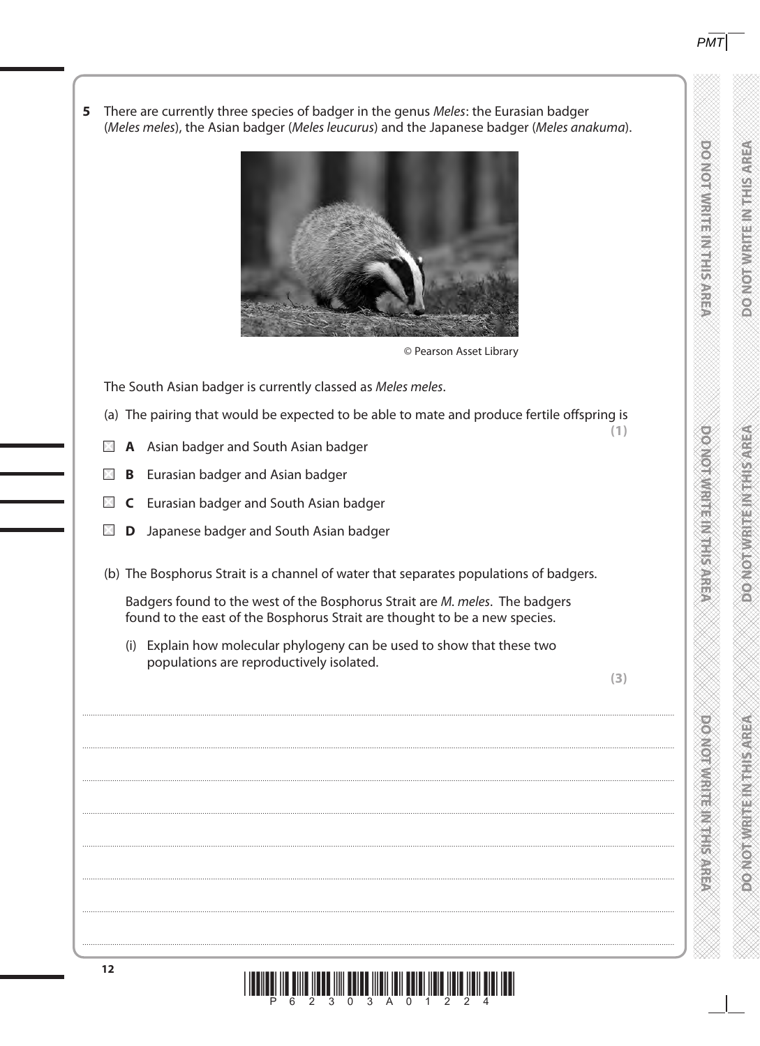**5** There are currently three species of badger in the genus *Meles*: the Eurasian badger (*Meles meles*), the Asian badger (*Meles leucurus*) and the Japanese badger (*Meles anakuma*).

© Pearson Asset Library

The South Asian badger is currently classed as *Meles meles*.

(a) The pairing that would be expected to be able to mate and produce fertile offspring is **(1)**

- ☒ **A** Asian badger and South Asian badger
- ☒ **B** Eurasian badger and Asian badger
- ☒ **C** Eurasian badger and South Asian badger
- ☒ **D** Japanese badger and South Asian badger

(b) The Bosphorus Strait is a channel of water that separates populations of badgers.

Badgers found to the west of the Bosphorus Strait are *M. meles*. The badgers found to the east of the Bosphorus Strait are thought to be a new species.

(i) Explain how molecular phylogeny can be used to show that these two populations are reproductively isolated. **(3)**

.......................................................................................................................................

.......................................................................................................................................

.......................................................................................................................................

.......................................................................................................................................

.......................................................................................................................................

.......................................................................................................................................

.......................................................................................................................................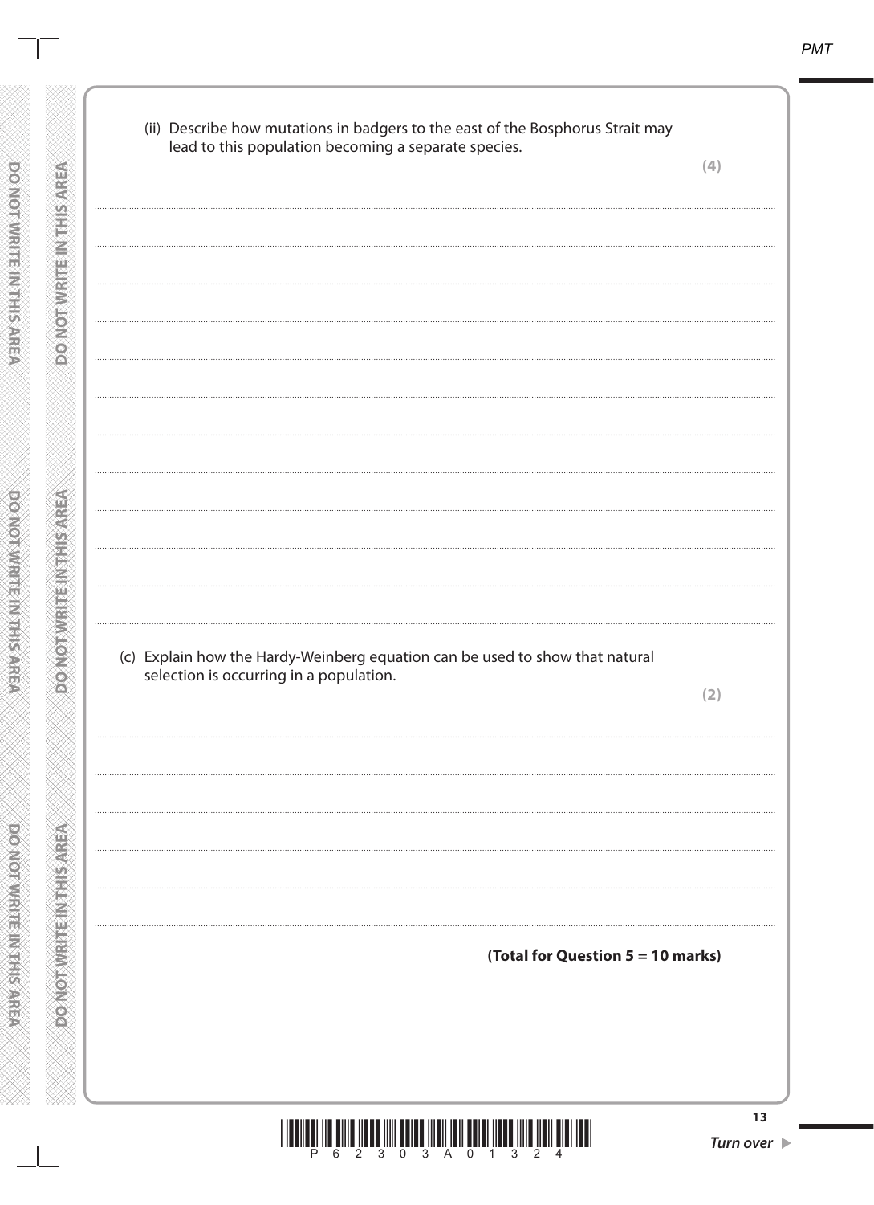(ii) Describe how mutations in badgers to the east of the Bosphorus Strait may lead to this population becoming a separate species.

**(4)**

(c) Explain how the Hardy-Weinberg equation can be used to show that natural selection is occurring in a population.

**(2)**

**(Total for Question 5 = 10 marks)**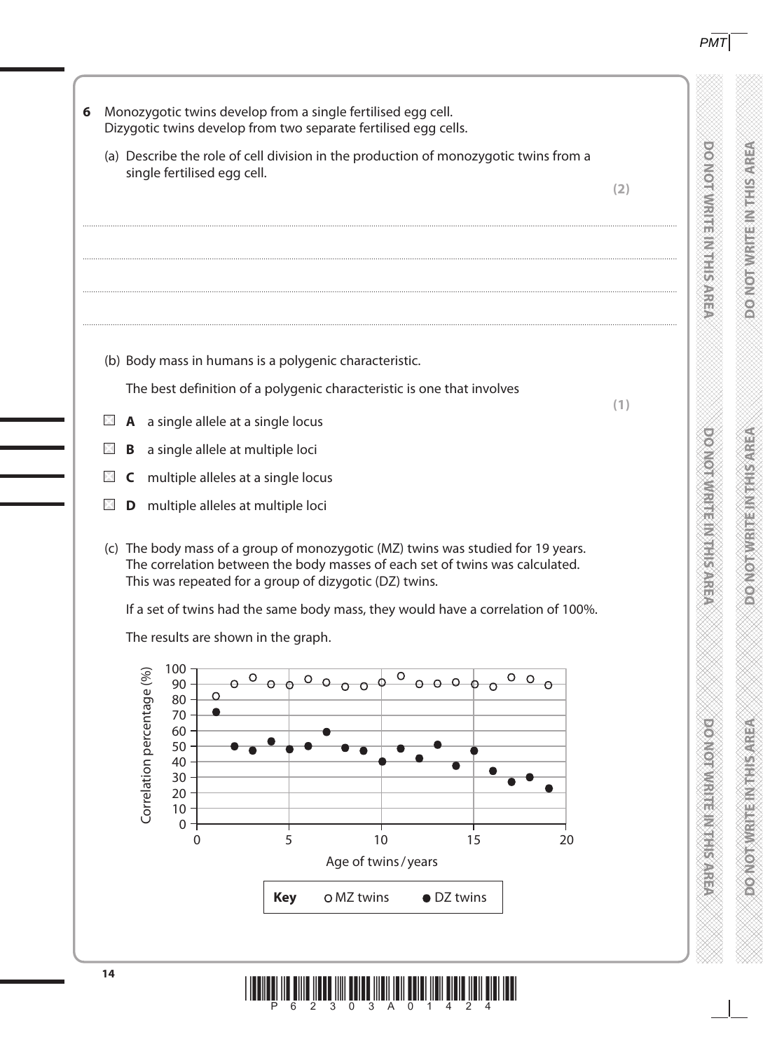**6** Monozygotic twins develop from a single fertilised egg cell.
Dizygotic twins develop from two separate fertilised egg cells.

(a) Describe the role of cell division in the production of monozygotic twins from a single fertilised egg cell. **(2)**

.......................................................................................................................................................................

.......................................................................................................................................................................

.......................................................................................................................................................................

.......................................................................................................................................................................

(b) Body mass in humans is a polygenic characteristic.

The best definition of a polygenic characteristic is one that involves **(1)**

☒ **A** a single allele at a single locus

☒ **B** a single allele at multiple loci

☒ **C** multiple alleles at a single locus

☒ **D** multiple alleles at multiple loci

(c) The body mass of a group of monozygotic (MZ) twins was studied for 19 years. The correlation between the body masses of each set of twins was calculated. This was repeated for a group of dizygotic (DZ) twins.

If a set of twins had the same body mass, they would have a correlation of 100%.

The results are shown in the graph.

| Age of twins / years | MZ twins correlation percentage (%) | DZ twins correlation percentage (%) |
|---|---|---|
| 1 | 82 | 72 |
| 2 | 90 | 50 |
| 3 | 94 | 47 |
| 4 | 90 | 53 |
| 5 | 89 | 48 |
| 6 | 93 | 50 |
| 7 | 91 | 59 |
| 8 | 88 | 49 |
| 9 | 88 | 47 |
| 10 | 91 | 40 |
| 11 | 95 | 48 |
| 12 | 90 | 42 |
| 13 | 90 | 51 |
| 14 | 91 | 37 |
| 15 | 90 | 47 |
| 16 | 88 | 34 |
| 17 | 94 | 27 |
| 18 | 93 | 30 |
| 19 | 89 | 23 |

**Key** ○ MZ twins ● DZ twins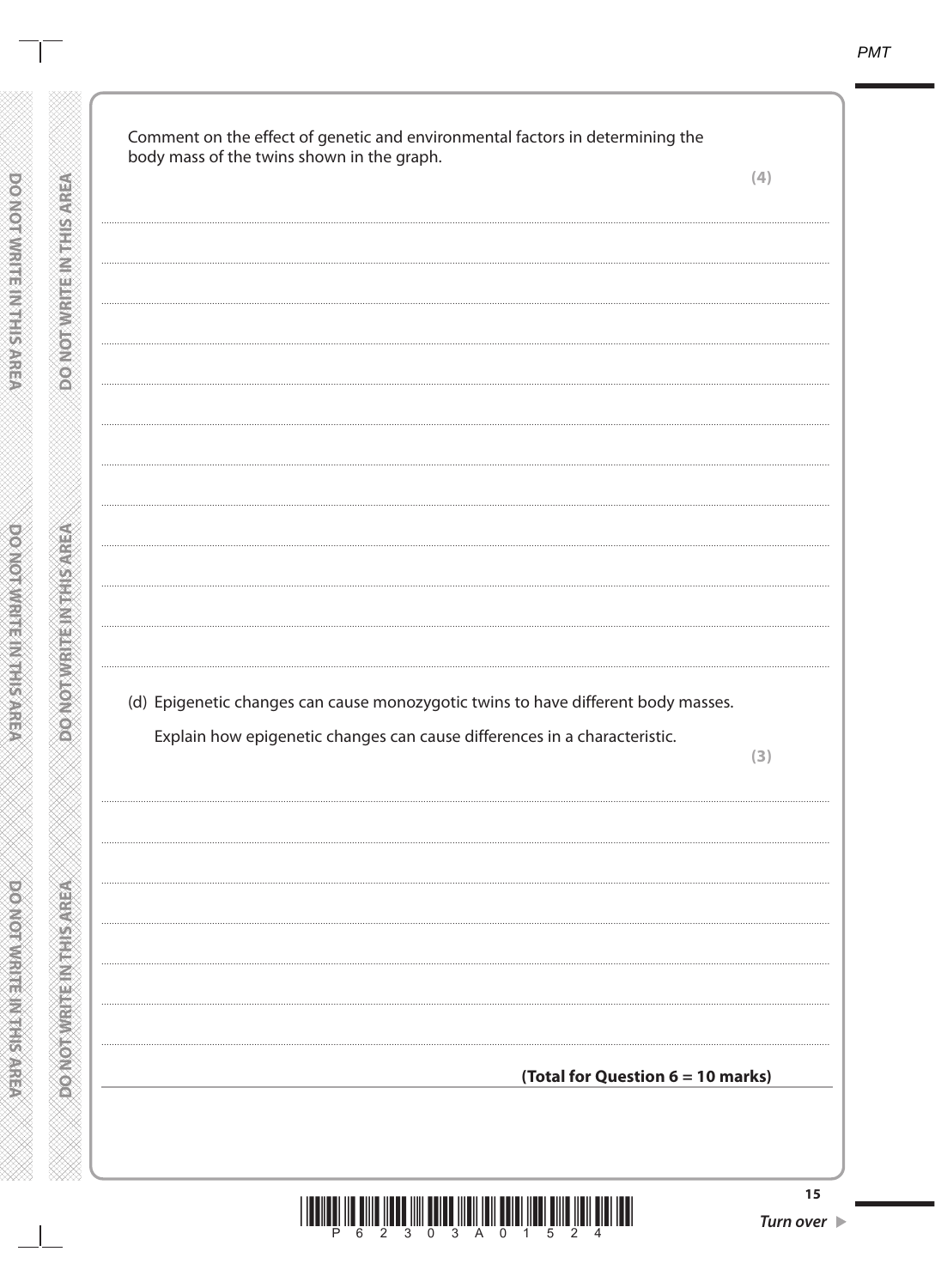Comment on the effect of genetic and environmental factors in determining the body mass of the twins shown in the graph.

**(4)**

(d) Epigenetic changes can cause monozygotic twins to have different body masses.

Explain how epigenetic changes can cause differences in a characteristic.

**(3)**

**(Total for Question 6 = 10 marks)**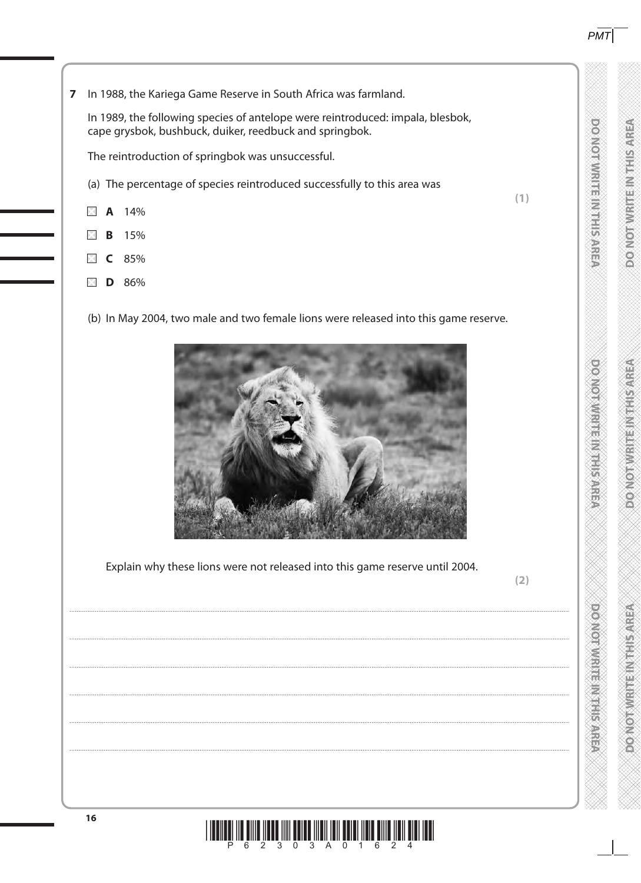**7** In 1988, the Kariega Game Reserve in South Africa was farmland.

In 1989, the following species of antelope were reintroduced: impala, blesbok, cape grysbok, bushbuck, duiker, reedbuck and springbok.

The reintroduction of springbok was unsuccessful.

(a) The percentage of species reintroduced successfully to this area was **(1)**

- ☒ **A** 14%
- ☒ **B** 15%
- ☒ **C** 85%
- ☒ **D** 86%

(b) In May 2004, two male and two female lions were released into this game reserve.

Explain why these lions were not released into this game reserve until 2004. **(2)**

.......................................................................................................................................................................................................

.......................................................................................................................................................................................................

.......................................................................................................................................................................................................

.......................................................................................................................................................................................................

.......................................................................................................................................................................................................

.......................................................................................................................................................................................................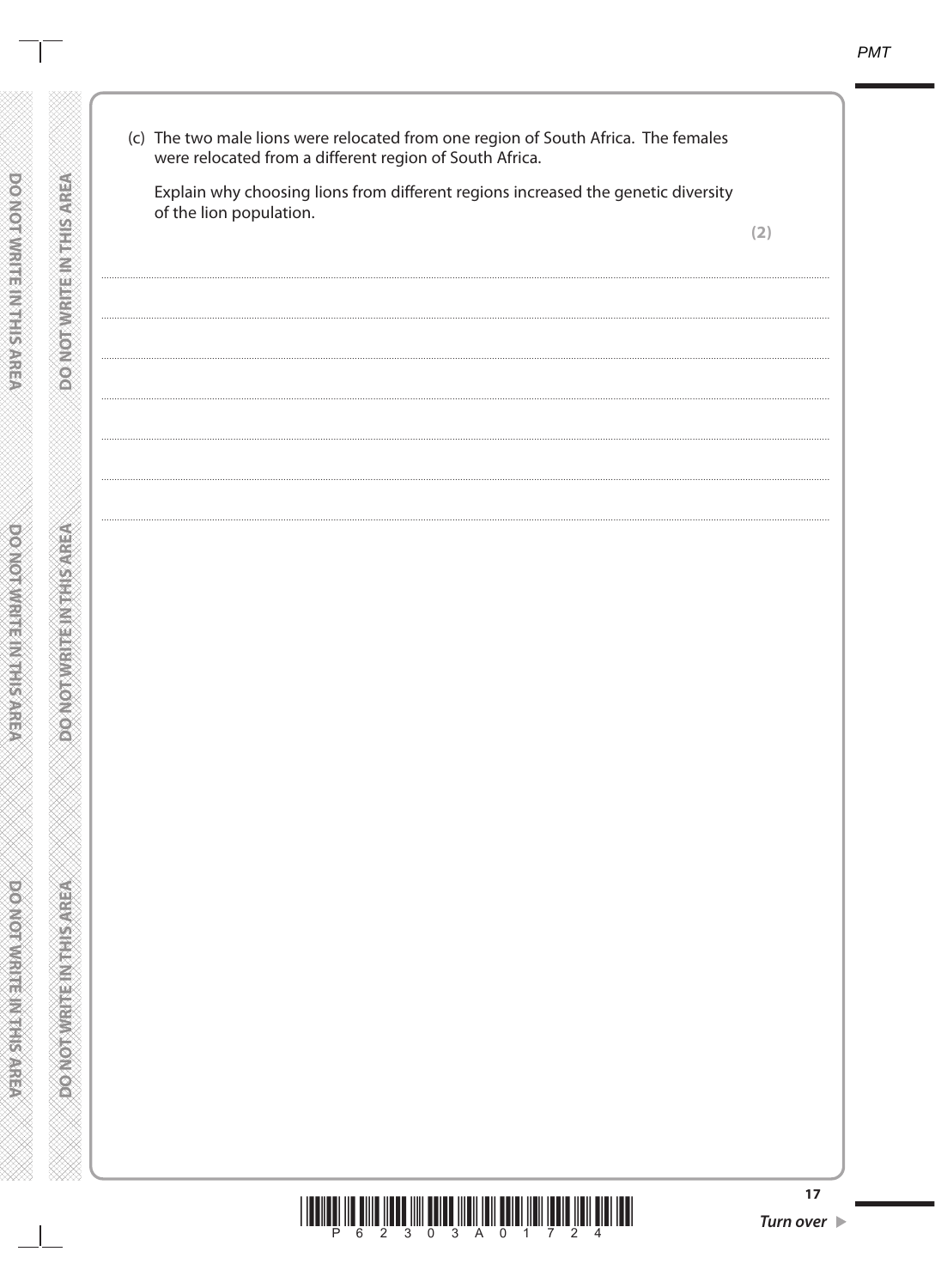(c) The two male lions were relocated from one region of South Africa. The females were relocated from a different region of South Africa.

Explain why choosing lions from different regions increased the genetic diversity of the lion population.

**(2)**

..........................................................................................................................................................................................................

..........................................................................................................................................................................................................

..........................................................................................................................................................................................................

..........................................................................................................................................................................................................

..........................................................................................................................................................................................................

..........................................................................................................................................................................................................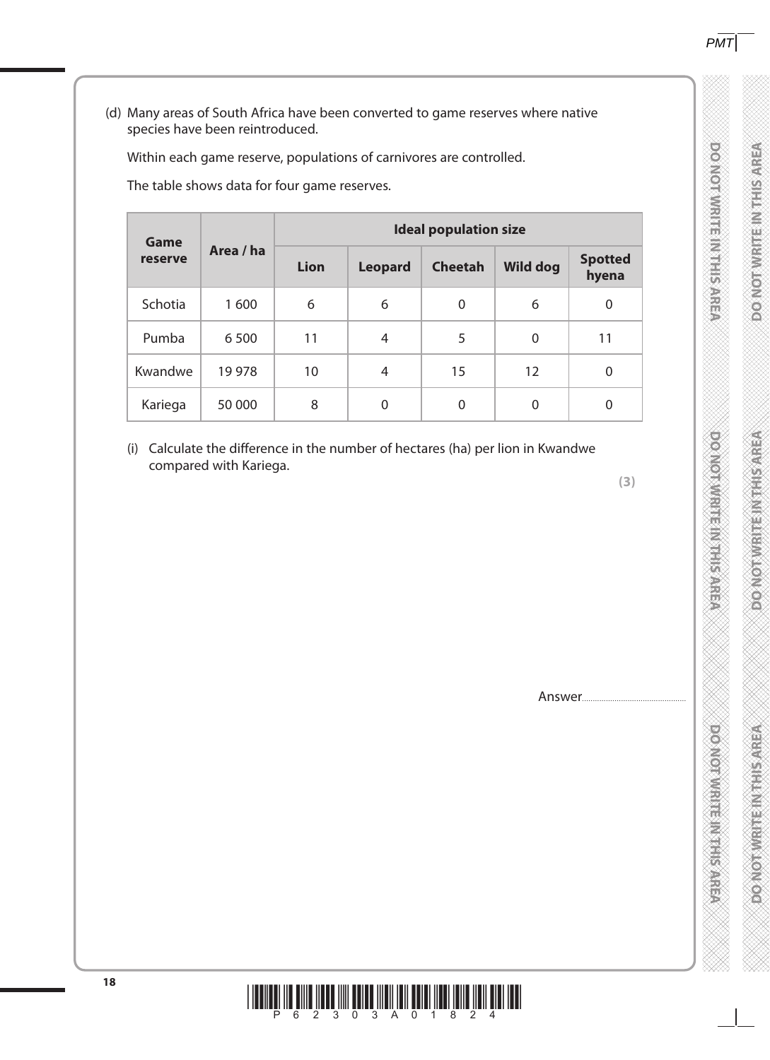(d) Many areas of South Africa have been converted to game reserves where native species have been reintroduced.

Within each game reserve, populations of carnivores are controlled.

The table shows data for four game reserves.

| Game reserve | Area / ha | Ideal population size | | | | |
|---|---|---|---|---|---|---|
| | | Lion | Leopard | Cheetah | Wild dog | Spotted hyena |
| Schotia | 1 600 | 6 | 6 | 0 | 6 | 0 |
| Pumba | 6 500 | 11 | 4 | 5 | 0 | 11 |
| Kwandwe | 19 978 | 10 | 4 | 15 | 12 | 0 |
| Kariega | 50 000 | 8 | 0 | 0 | 0 | 0 |

(i) Calculate the difference in the number of hectares (ha) per lion in Kwandwe compared with Kariega.

**(3)**

Answer..............................................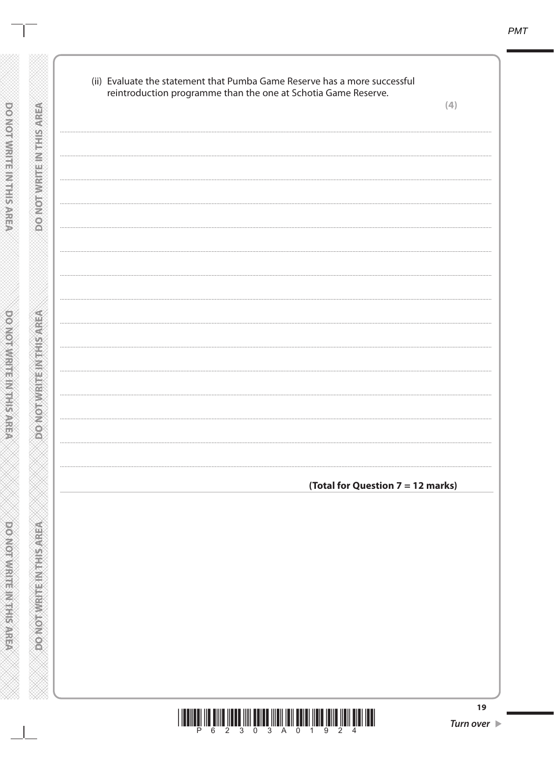(ii) Evaluate the statement that Pumba Game Reserve has a more successful reintroduction programme than the one at Schotia Game Reserve.

**(4)**

**(Total for Question 7 = 12 marks)**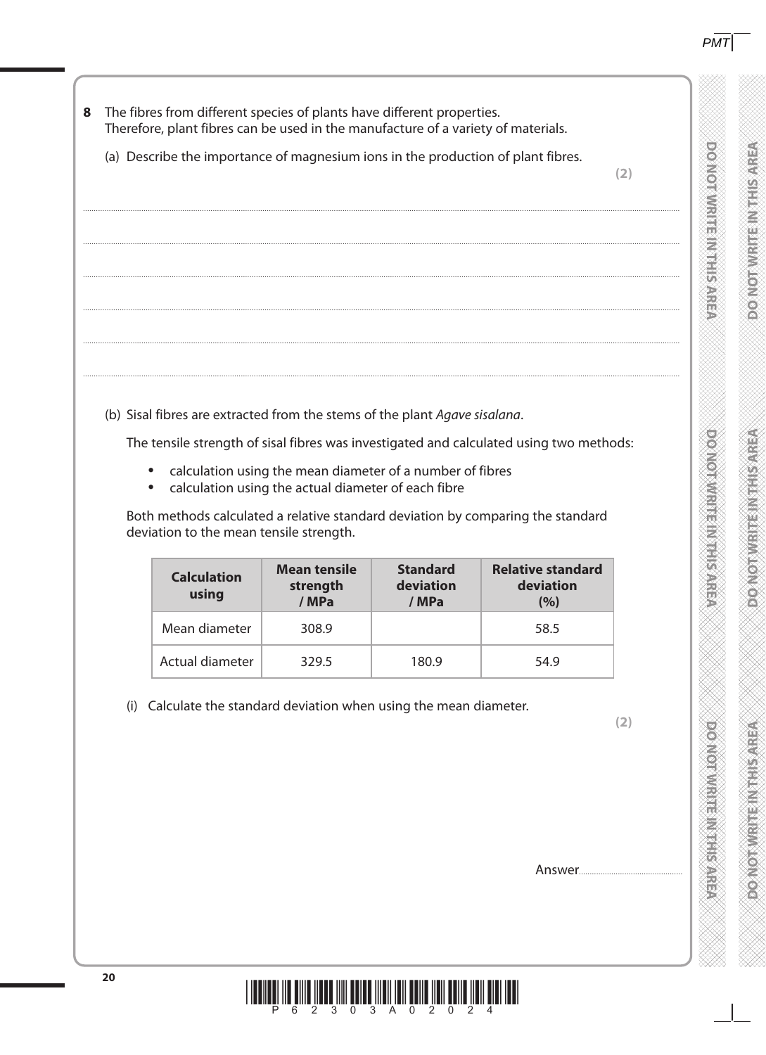**8** The fibres from different species of plants have different properties. Therefore, plant fibres can be used in the manufacture of a variety of materials.

(a) Describe the importance of magnesium ions in the production of plant fibres.

**(2)**

...................................................................................................................................................................................................................................................................................

...................................................................................................................................................................................................................................................................................

...................................................................................................................................................................................................................................................................................

...................................................................................................................................................................................................................................................................................

...................................................................................................................................................................................................................................................................................

...................................................................................................................................................................................................................................................................................

(b) Sisal fibres are extracted from the stems of the plant *Agave sisalana*.

The tensile strength of sisal fibres was investigated and calculated using two methods:

- calculation using the mean diameter of a number of fibres
- calculation using the actual diameter of each fibre

Both methods calculated a relative standard deviation by comparing the standard deviation to the mean tensile strength.

| Calculation using | Mean tensile strength / MPa | Standard deviation / MPa | Relative standard deviation (%) |
|---|---|---|---|
| Mean diameter | 308.9 | | 58.5 |
| Actual diameter | 329.5 | 180.9 | 54.9 |

(i) Calculate the standard deviation when using the mean diameter.

**(2)**

Answer.............................................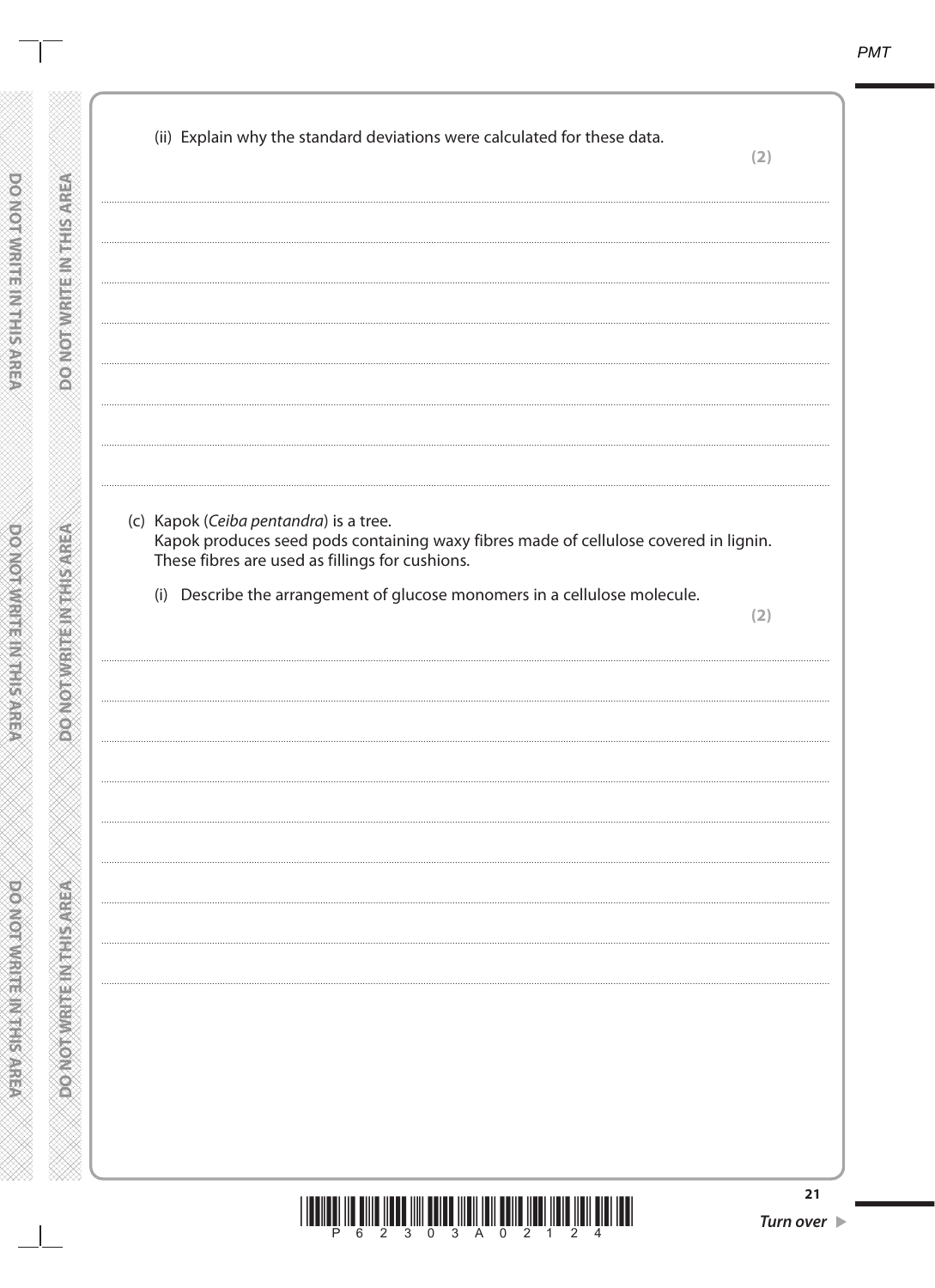(ii) Explain why the standard deviations were calculated for these data.

**(2)**

(c) Kapok (*Ceiba pentandra*) is a tree.

Kapok produces seed pods containing waxy fibres made of cellulose covered in lignin. These fibres are used as fillings for cushions.

(i) Describe the arrangement of glucose monomers in a cellulose molecule.

**(2)**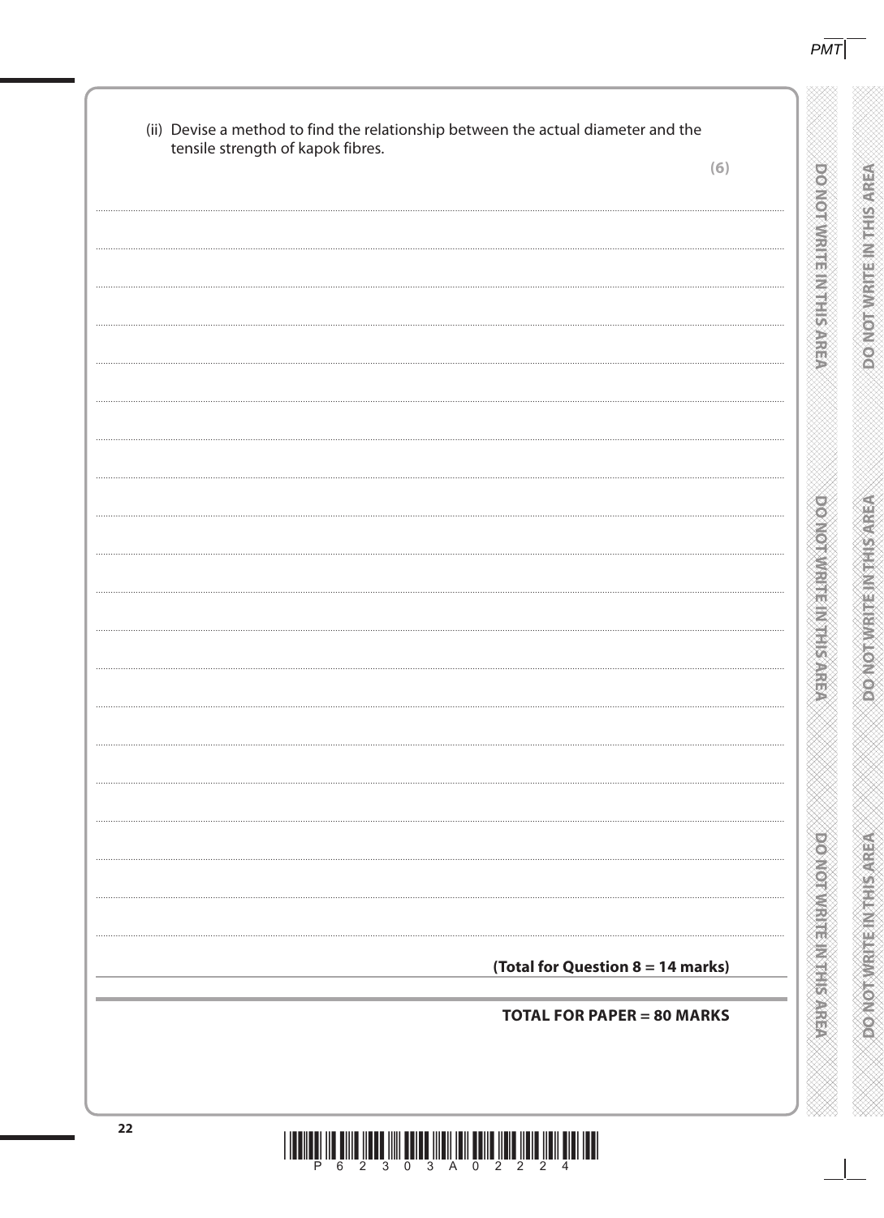(ii) Devise a method to find the relationship between the actual diameter and the tensile strength of kapok fibres.

**(6)**

**(Total for Question 8 = 14 marks)**

**TOTAL FOR PAPER = 80 MARKS**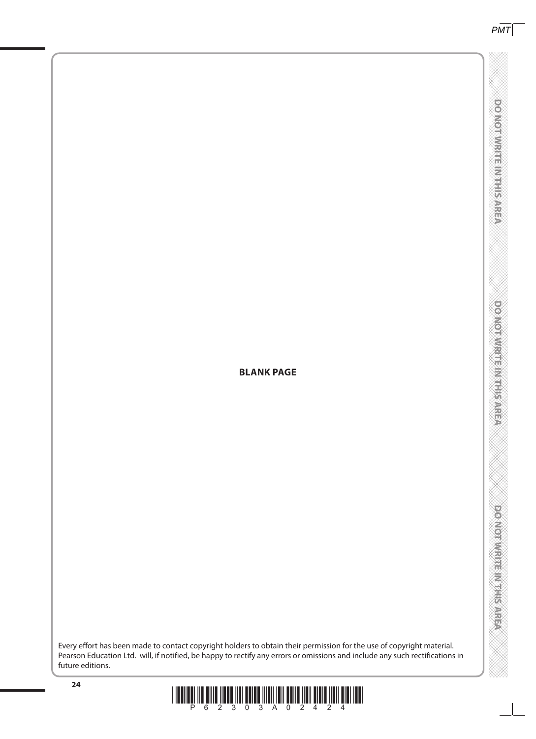**BLANK PAGE**

Every effort has been made to contact copyright holders to obtain their permission for the use of copyright material. Pearson Education Ltd. will, if notified, be happy to rectify any errors or omissions and include any such rectifications in future editions.